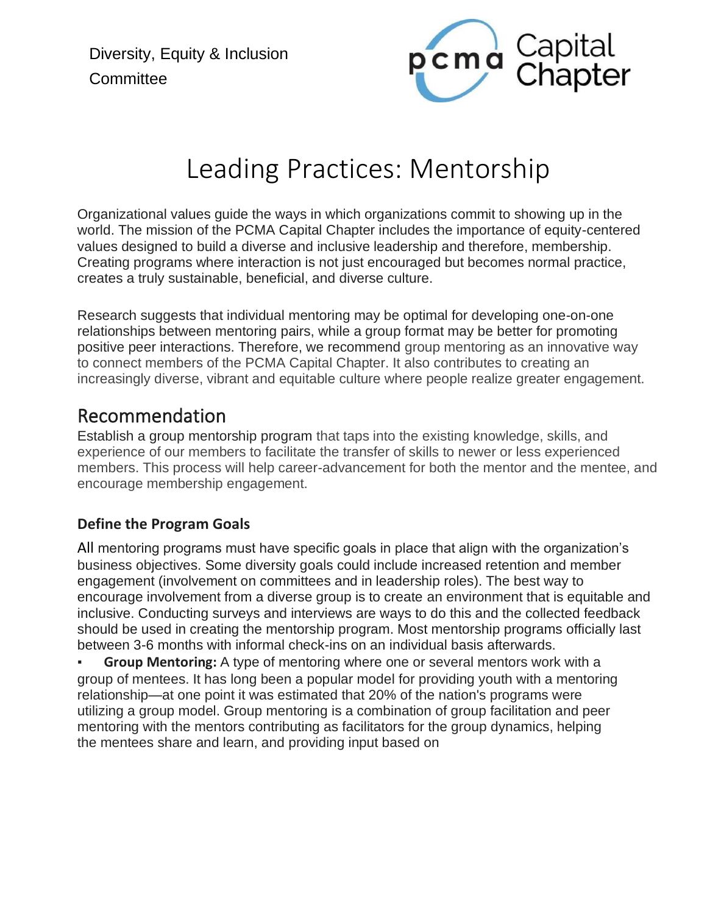Diversity, Equity & Inclusion Committee

pcma Capital Chapter

# Leading Practices: Mentorship

Organizational values guide the ways in which organizations commit to showing up in the world. The mission of the PCMA Capital Chapter includes the importance of equity-centered values designed to build a diverse and inclusive leadership and therefore, membership. Creating programs where interaction is not just encouraged but becomes normal practice, creates a truly sustainable, beneficial, and diverse culture.

Research suggests that individual mentoring may be optimal for developing one-on-one relationships between mentoring pairs, while a group format may be better for promoting positive peer interactions. Therefore, we recommend group mentoring as an innovative way to connect members of the PCMA Capital Chapter. It also contributes to creating an increasingly diverse, vibrant and equitable culture where people realize greater engagement.

## Recommendation

Establish a group mentorship program that taps into the existing knowledge, skills, and experience of our members to facilitate the transfer of skills to newer or less experienced members. This process will help career-advancement for both the mentor and the mentee, and encourage membership engagement.

### Define the Program Goals

All mentoring programs must have specific goals in place that align with the organization's business objectives. Some diversity goals could include increased retention and member engagement (involvement on committees and in leadership roles). The best way to encourage involvement from a diverse group is to create an environment that is equitable and inclusive. Conducting surveys and interviews are ways to do this and the collected feedback should be used in creating the mentorship program. Most mentorship programs officially last between 3-6 months with informal check-ins on an individual basis afterwards.

- **Group Mentoring:** A type of mentoring where one or several mentors work with a group of mentees. It has long been a popular model for providing youth with a mentoring relationship—at one point it was estimated that 20% of the nation's programs were utilizing a group model. Group mentoring is a combination of group facilitation and peer mentoring with the mentors contributing as facilitators for the group dynamics, helping the mentees share and learn, and providing input based on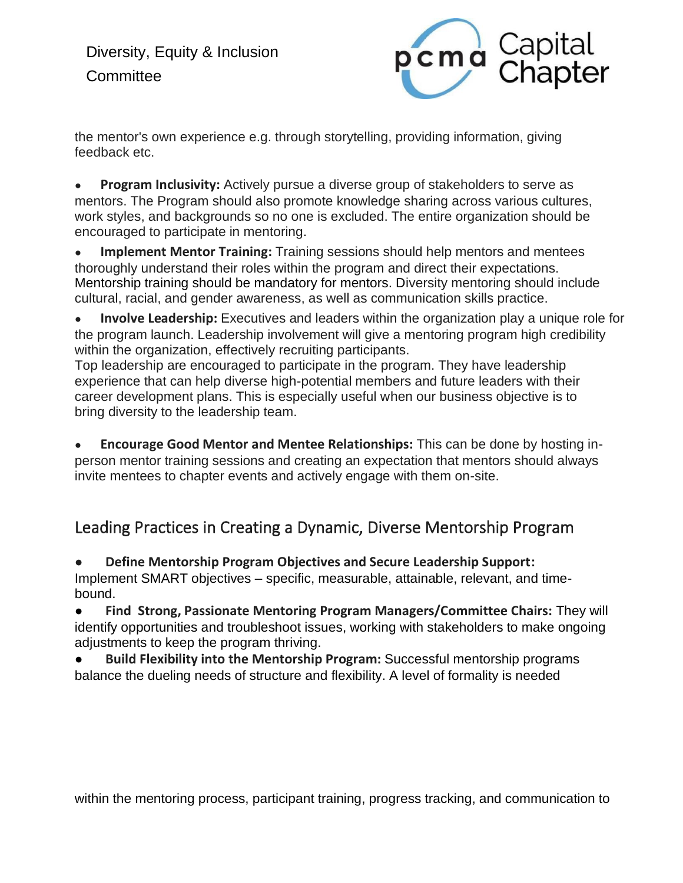the mentor's own experience e.g. through storytelling, providing information, giving feedback etc.

- **Program Inclusivity:** Actively pursue a diverse group of stakeholders to serve as mentors. The Program should also promote knowledge sharing across various cultures, work styles, and backgrounds so no one is excluded. The entire organization should be encouraged to participate in mentoring.
- **Implement Mentor Training:** Training sessions should help mentors and mentees thoroughly understand their roles within the program and direct their expectations. Mentorship training should be mandatory for mentors. Diversity mentoring should include cultural, racial, and gender awareness, as well as communication skills practice.
- **Involve Leadership:** Executives and leaders within the organization play a unique role for the program launch. Leadership involvement will give a mentoring program high credibility within the organization, effectively recruiting participants.
  Top leadership are encouraged to participate in the program. They have leadership experience that can help diverse high-potential members and future leaders with their career development plans. This is especially useful when our business objective is to bring diversity to the leadership team.
- **Encourage Good Mentor and Mentee Relationships:** This can be done by hosting in-person mentor training sessions and creating an expectation that mentors should always invite mentees to chapter events and actively engage with them on-site.

## Leading Practices in Creating a Dynamic, Diverse Mentorship Program

- **Define Mentorship Program Objectives and Secure Leadership Support:** Implement SMART objectives – specific, measurable, attainable, relevant, and time-bound.
- **Find Strong, Passionate Mentoring Program Managers/Committee Chairs:** They will identify opportunities and troubleshoot issues, working with stakeholders to make ongoing adjustments to keep the program thriving.
- **Build Flexibility into the Mentorship Program:** Successful mentorship programs balance the dueling needs of structure and flexibility. A level of formality is needed within the mentoring process, participant training, progress tracking, and communication to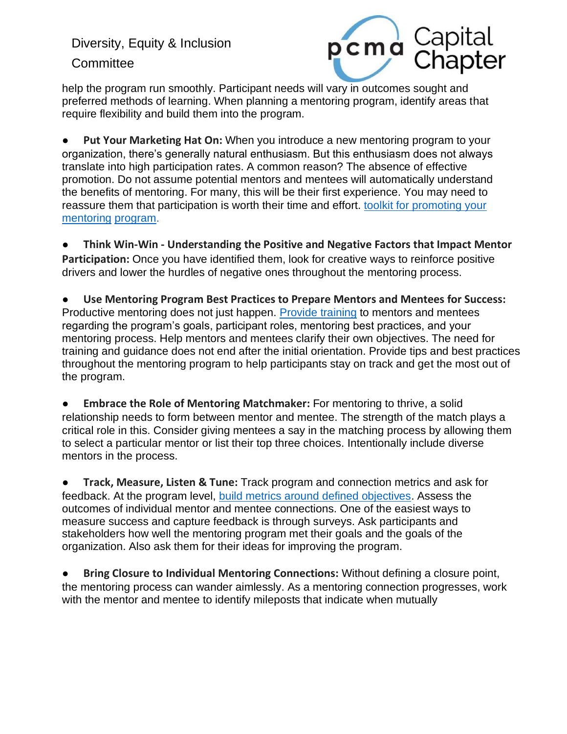help the program run smoothly. Participant needs will vary in outcomes sought and preferred methods of learning. When planning a mentoring program, identify areas that require flexibility and build them into the program.

- **Put Your Marketing Hat On:** When you introduce a new mentoring program to your organization, there's generally natural enthusiasm. But this enthusiasm does not always translate into high participation rates. A common reason? The absence of effective promotion. Do not assume potential mentors and mentees will automatically understand the benefits of mentoring. For many, this will be their first experience. You may need to reassure them that participation is worth their time and effort. toolkit for promoting your mentoring program.

- **Think Win-Win - Understanding the Positive and Negative Factors that Impact Mentor Participation:** Once you have identified them, look for creative ways to reinforce positive drivers and lower the hurdles of negative ones throughout the mentoring process.

- **Use Mentoring Program Best Practices to Prepare Mentors and Mentees for Success:** Productive mentoring does not just happen. Provide training to mentors and mentees regarding the program's goals, participant roles, mentoring best practices, and your mentoring process. Help mentors and mentees clarify their own objectives. The need for training and guidance does not end after the initial orientation. Provide tips and best practices throughout the mentoring program to help participants stay on track and get the most out of the program.

- **Embrace the Role of Mentoring Matchmaker:** For mentoring to thrive, a solid relationship needs to form between mentor and mentee. The strength of the match plays a critical role in this. Consider giving mentees a say in the matching process by allowing them to select a particular mentor or list their top three choices. Intentionally include diverse mentors in the process.

- **Track, Measure, Listen & Tune:** Track program and connection metrics and ask for feedback. At the program level, build metrics around defined objectives. Assess the outcomes of individual mentor and mentee connections. One of the easiest ways to measure success and capture feedback is through surveys. Ask participants and stakeholders how well the mentoring program met their goals and the goals of the organization. Also ask them for their ideas for improving the program.

- **Bring Closure to Individual Mentoring Connections:** Without defining a closure point, the mentoring process can wander aimlessly. As a mentoring connection progresses, work with the mentor and mentee to identify mileposts that indicate when mutually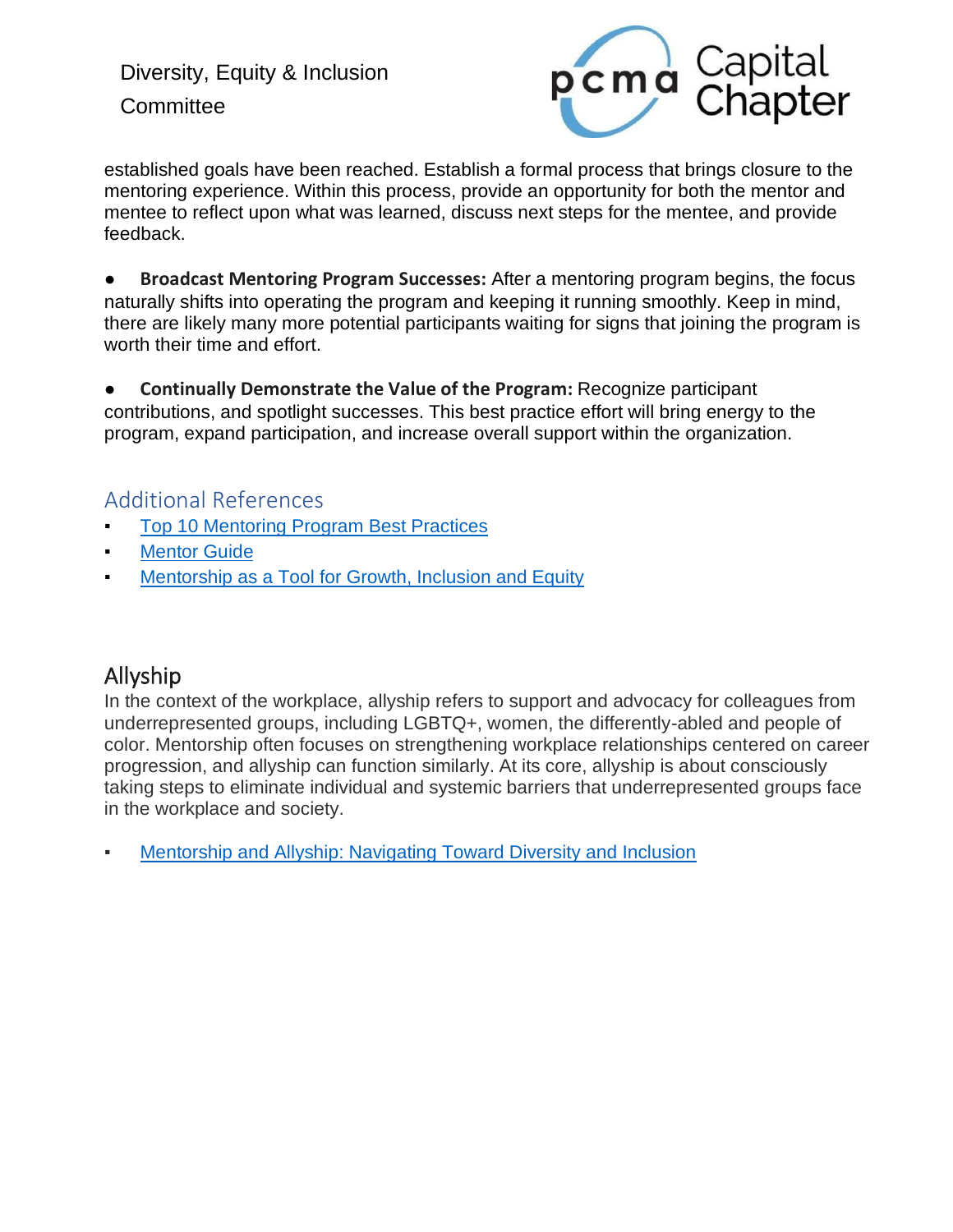established goals have been reached. Establish a formal process that brings closure to the mentoring experience. Within this process, provide an opportunity for both the mentor and mentee to reflect upon what was learned, discuss next steps for the mentee, and provide feedback.

- **Broadcast Mentoring Program Successes:** After a mentoring program begins, the focus naturally shifts into operating the program and keeping it running smoothly. Keep in mind, there are likely many more potential participants waiting for signs that joining the program is worth their time and effort.

- **Continually Demonstrate the Value of the Program:** Recognize participant contributions, and spotlight successes. This best practice effort will bring energy to the program, expand participation, and increase overall support within the organization.

### Additional References

- Top 10 Mentoring Program Best Practices
- Mentor Guide
- Mentorship as a Tool for Growth, Inclusion and Equity

## Allyship

In the context of the workplace, allyship refers to support and advocacy for colleagues from underrepresented groups, including LGBTQ+, women, the differently-abled and people of color. Mentorship often focuses on strengthening workplace relationships centered on career progression, and allyship can function similarly. At its core, allyship is about consciously taking steps to eliminate individual and systemic barriers that underrepresented groups face in the workplace and society.

- Mentorship and Allyship: Navigating Toward Diversity and Inclusion